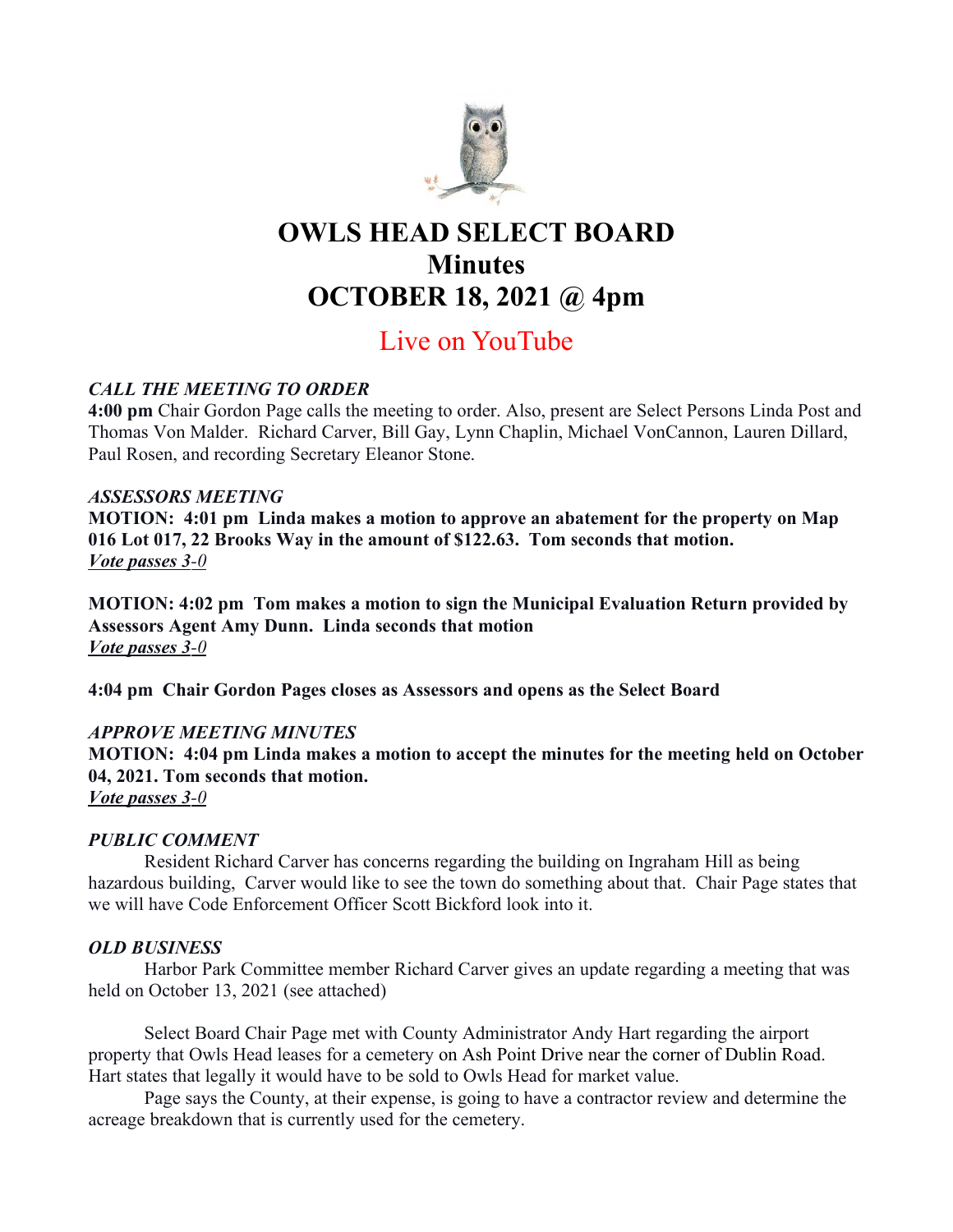# OWLS HEAD SELECT BOARD
# Minutes
# OCTOBER 18, 2021 @ 4pm

## Live on YouTube

### *CALL THE MEETING TO ORDER*

**4:00 pm** Chair Gordon Page calls the meeting to order. Also, present are Select Persons Linda Post and Thomas Von Malder. Richard Carver, Bill Gay, Lynn Chaplin, Michael VonCannon, Lauren Dillard, Paul Rosen, and recording Secretary Eleanor Stone.

### *ASSESSORS MEETING*

**MOTION: 4:01 pm Linda makes a motion to approve an abatement for the property on Map 016 Lot 017, 22 Brooks Way in the amount of $122.63. Tom seconds that motion.**
***Vote passes 3-0***

**MOTION: 4:02 pm Tom makes a motion to sign the Municipal Evaluation Return provided by Assessors Agent Amy Dunn. Linda seconds that motion**
***Vote passes 3-0***

**4:04 pm Chair Gordon Pages closes as Assessors and opens as the Select Board**

### *APPROVE MEETING MINUTES*

**MOTION: 4:04 pm Linda makes a motion to accept the minutes for the meeting held on October 04, 2021. Tom seconds that motion.**
***Vote passes 3-0***

### *PUBLIC COMMENT*

Resident Richard Carver has concerns regarding the building on Ingraham Hill as being hazardous building, Carver would like to see the town do something about that. Chair Page states that we will have Code Enforcement Officer Scott Bickford look into it.

### *OLD BUSINESS*

Harbor Park Committee member Richard Carver gives an update regarding a meeting that was held on October 13, 2021 (see attached)

Select Board Chair Page met with County Administrator Andy Hart regarding the airport property that Owls Head leases for a cemetery on Ash Point Drive near the corner of Dublin Road. Hart states that legally it would have to be sold to Owls Head for market value.

Page says the County, at their expense, is going to have a contractor review and determine the acreage breakdown that is currently used for the cemetery.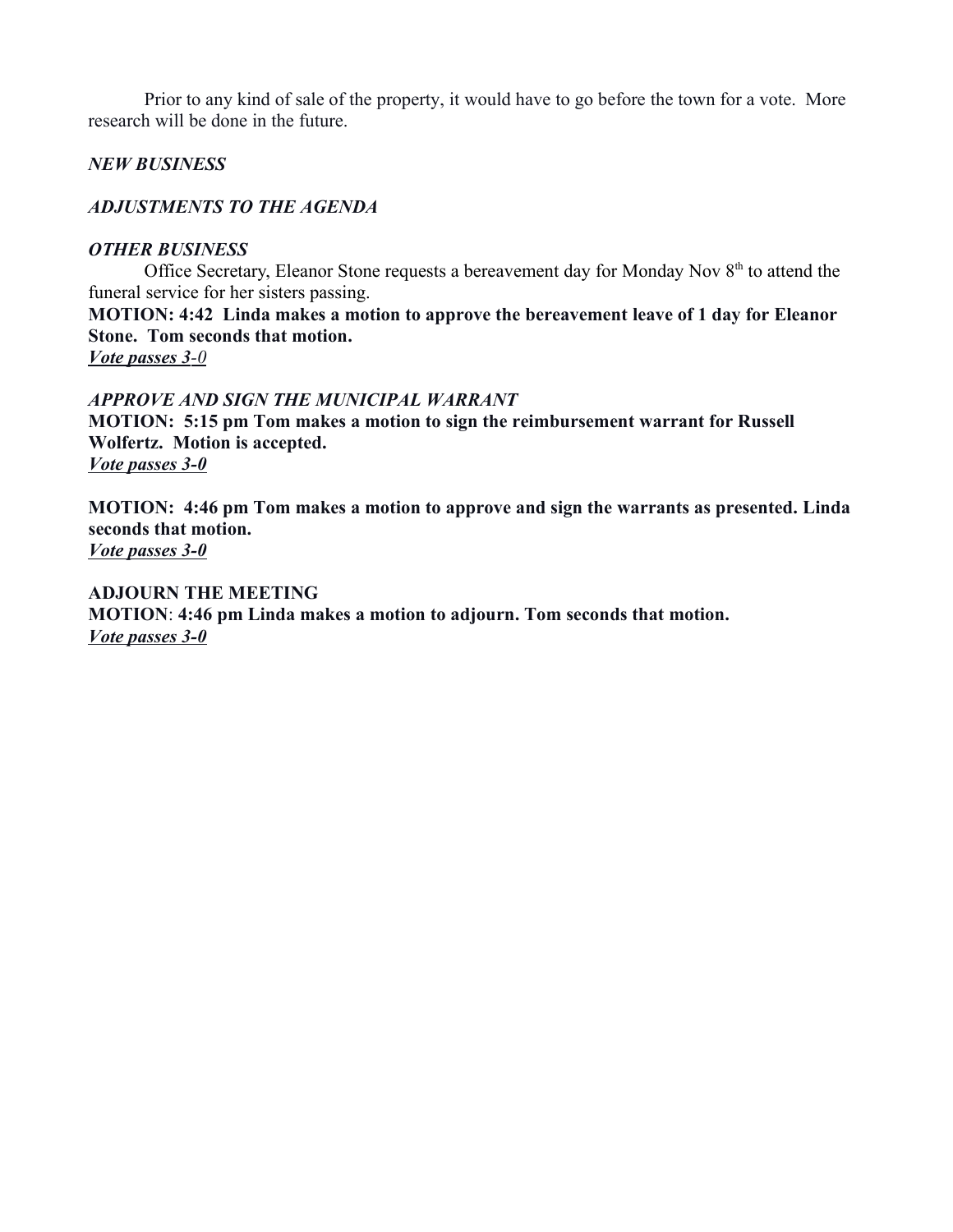Prior to any kind of sale of the property, it would have to go before the town for a vote. More research will be done in the future.

***NEW BUSINESS***

***ADJUSTMENTS TO THE AGENDA***

***OTHER BUSINESS***

Office Secretary, Eleanor Stone requests a bereavement day for Monday Nov 8th to attend the funeral service for her sisters passing.

**MOTION: 4:42 Linda makes a motion to approve the bereavement leave of 1 day for Eleanor Stone. Tom seconds that motion.**

***Vote passes 3**-0*

***APPROVE AND SIGN THE MUNICIPAL WARRANT***

**MOTION: 5:15 pm Tom makes a motion to sign the reimbursement warrant for Russell Wolfertz. Motion is accepted.**

***Vote passes 3-0***

**MOTION: 4:46 pm Tom makes a motion to approve and sign the warrants as presented. Linda seconds that motion.**

***Vote passes 3-0***

**ADJOURN THE MEETING**

**MOTION**: **4:46 pm Linda makes a motion to adjourn. Tom seconds that motion.**

***Vote passes 3-0***